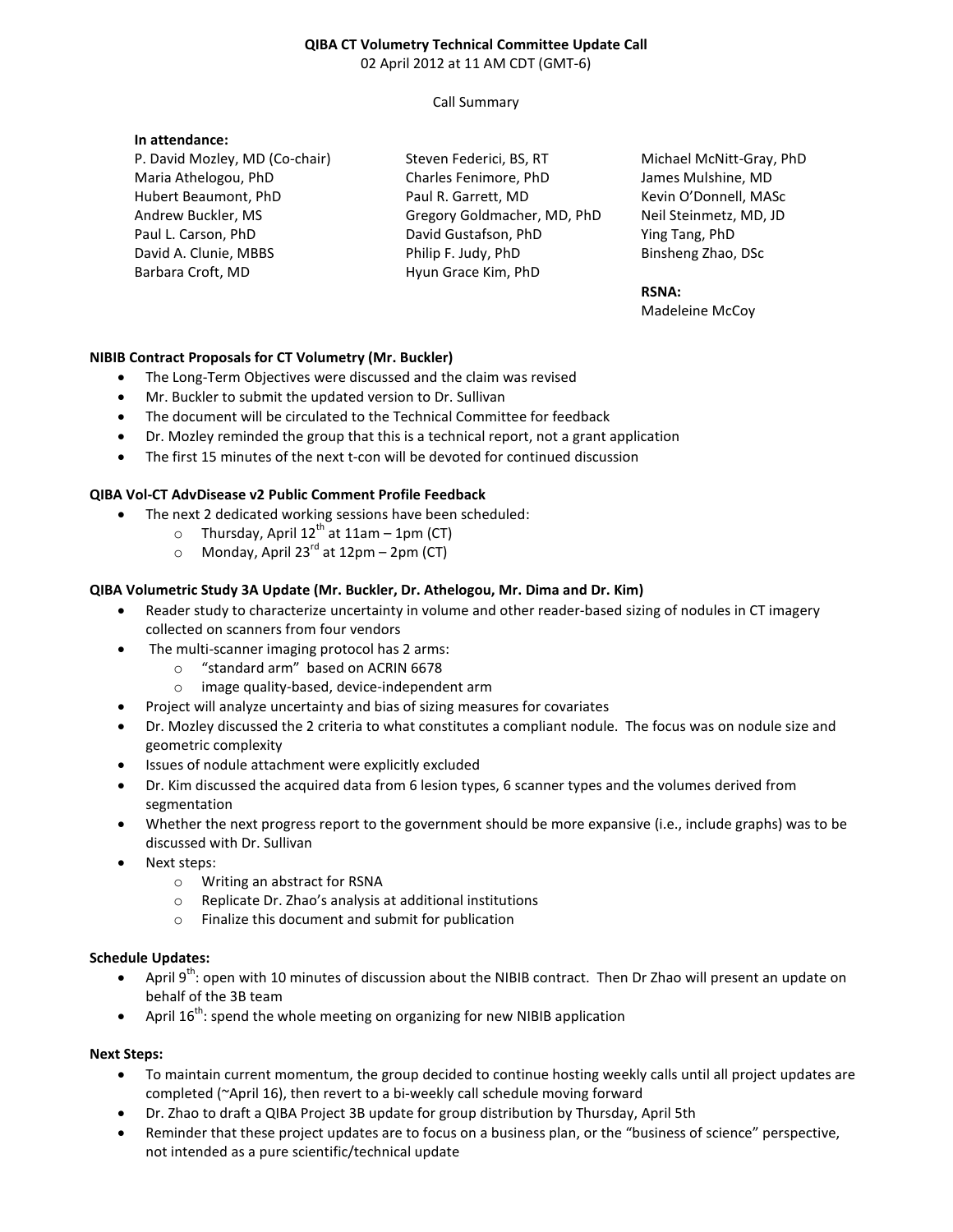**QIBA CT Volumetry Technical Committee Update Call**
02 April 2012 at 11 AM CDT (GMT-6)

Call Summary

**In attendance:**

P. David Mozley, MD (Co-chair)
Maria Athelogou, PhD
Hubert Beaumont, PhD
Andrew Buckler, MS
Paul L. Carson, PhD
David A. Clunie, MBBS
Barbara Croft, MD
Steven Federici, BS, RT
Charles Fenimore, PhD
Paul R. Garrett, MD
Gregory Goldmacher, MD, PhD
David Gustafson, PhD
Philip F. Judy, PhD
Hyun Grace Kim, PhD
Michael McNitt-Gray, PhD
James Mulshine, MD
Kevin O'Donnell, MASc
Neil Steinmetz, MD, JD
Ying Tang, PhD
Binsheng Zhao, DSc

**RSNA:**
Madeleine McCoy

**NIBIB Contract Proposals for CT Volumetry (Mr. Buckler)**

- The Long-Term Objectives were discussed and the claim was revised
- Mr. Buckler to submit the updated version to Dr. Sullivan
- The document will be circulated to the Technical Committee for feedback
- Dr. Mozley reminded the group that this is a technical report, not a grant application
- The first 15 minutes of the next t-con will be devoted for continued discussion

**QIBA Vol-CT AdvDisease v2 Public Comment Profile Feedback**

- The next 2 dedicated working sessions have been scheduled:
  - Thursday, April 12th at 11am – 1pm (CT)
  - Monday, April 23rd at 12pm – 2pm (CT)

**QIBA Volumetric Study 3A Update (Mr. Buckler, Dr. Athelogou, Mr. Dima and Dr. Kim)**

- Reader study to characterize uncertainty in volume and other reader-based sizing of nodules in CT imagery collected on scanners from four vendors
- The multi-scanner imaging protocol has 2 arms:
  - "standard arm" based on ACRIN 6678
  - image quality-based, device-independent arm
- Project will analyze uncertainty and bias of sizing measures for covariates
- Dr. Mozley discussed the 2 criteria to what constitutes a compliant nodule. The focus was on nodule size and geometric complexity
- Issues of nodule attachment were explicitly excluded
- Dr. Kim discussed the acquired data from 6 lesion types, 6 scanner types and the volumes derived from segmentation
- Whether the next progress report to the government should be more expansive (i.e., include graphs) was to be discussed with Dr. Sullivan
- Next steps:
  - Writing an abstract for RSNA
  - Replicate Dr. Zhao's analysis at additional institutions
  - Finalize this document and submit for publication

**Schedule Updates:**

- April 9th: open with 10 minutes of discussion about the NIBIB contract. Then Dr Zhao will present an update on behalf of the 3B team
- April 16th: spend the whole meeting on organizing for new NIBIB application

**Next Steps:**

- To maintain current momentum, the group decided to continue hosting weekly calls until all project updates are completed (~April 16), then revert to a bi-weekly call schedule moving forward
- Dr. Zhao to draft a QIBA Project 3B update for group distribution by Thursday, April 5th
- Reminder that these project updates are to focus on a business plan, or the "business of science" perspective, not intended as a pure scientific/technical update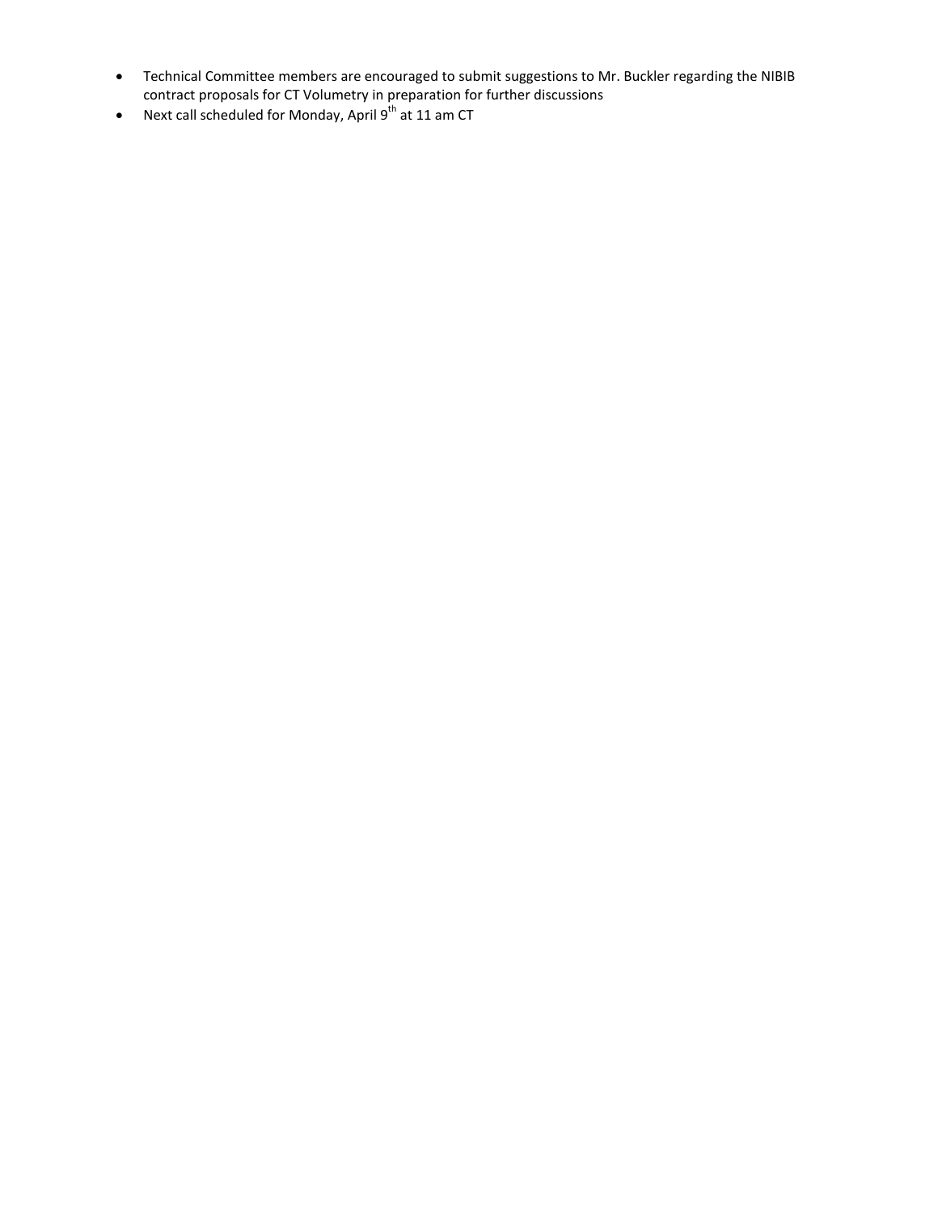- Technical Committee members are encouraged to submit suggestions to Mr. Buckler regarding the NIBIB contract proposals for CT Volumetry in preparation for further discussions
- Next call scheduled for Monday, April 9th at 11 am CT